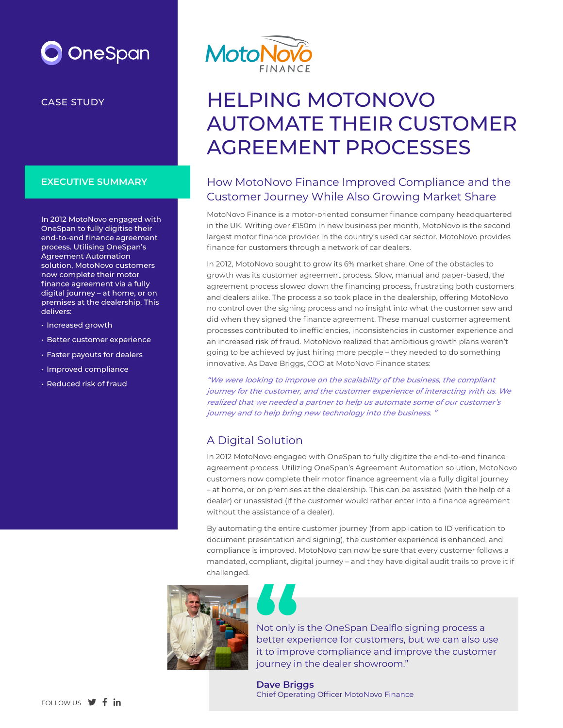OneSpan

CASE STUDY

MotoNovo FINANCE

# HELPING MOTONOVO AUTOMATE THEIR CUSTOMER AGREEMENT PROCESSES

## EXECUTIVE SUMMARY

In 2012 MotoNovo engaged with OneSpan to fully digitise their end-to-end finance agreement process. Utilising OneSpan's Agreement Automation solution, MotoNovo customers now complete their motor finance agreement via a fully digital journey – at home, or on premises at the dealership. This delivers:

- Increased growth
- Better customer experience
- Faster payouts for dealers
- Improved compliance
- Reduced risk of fraud

## How MotoNovo Finance Improved Compliance and the Customer Journey While Also Growing Market Share

MotoNovo Finance is a motor-oriented consumer finance company headquartered in the UK. Writing over £150m in new business per month, MotoNovo is the second largest motor finance provider in the country's used car sector. MotoNovo provides finance for customers through a network of car dealers.

In 2012, MotoNovo sought to grow its 6% market share. One of the obstacles to growth was its customer agreement process. Slow, manual and paper-based, the agreement process slowed down the financing process, frustrating both customers and dealers alike. The process also took place in the dealership, offering MotoNovo no control over the signing process and no insight into what the customer saw and did when they signed the finance agreement. These manual customer agreement processes contributed to inefficiencies, inconsistencies in customer experience and an increased risk of fraud. MotoNovo realized that ambitious growth plans weren't going to be achieved by just hiring more people – they needed to do something innovative. As Dave Briggs, COO at MotoNovo Finance states:

*"We were looking to improve on the scalability of the business, the compliant journey for the customer, and the customer experience of interacting with us. We realized that we needed a partner to help us automate some of our customer's journey and to help bring new technology into the business. "*

## A Digital Solution

In 2012 MotoNovo engaged with OneSpan to fully digitize the end-to-end finance agreement process. Utilizing OneSpan's Agreement Automation solution, MotoNovo customers now complete their motor finance agreement via a fully digital journey – at home, or on premises at the dealership. This can be assisted (with the help of a dealer) or unassisted (if the customer would rather enter into a finance agreement without the assistance of a dealer).

By automating the entire customer journey (from application to ID verification to document presentation and signing), the customer experience is enhanced, and compliance is improved. MotoNovo can now be sure that every customer follows a mandated, compliant, digital journey – and they have digital audit trails to prove it if challenged.

> Not only is the OneSpan Dealflo signing process a better experience for customers, but we can also use it to improve compliance and improve the customer journey in the dealer showroom."
>
> **Dave Briggs**
> Chief Operating Officer MotoNovo Finance

FOLLOW US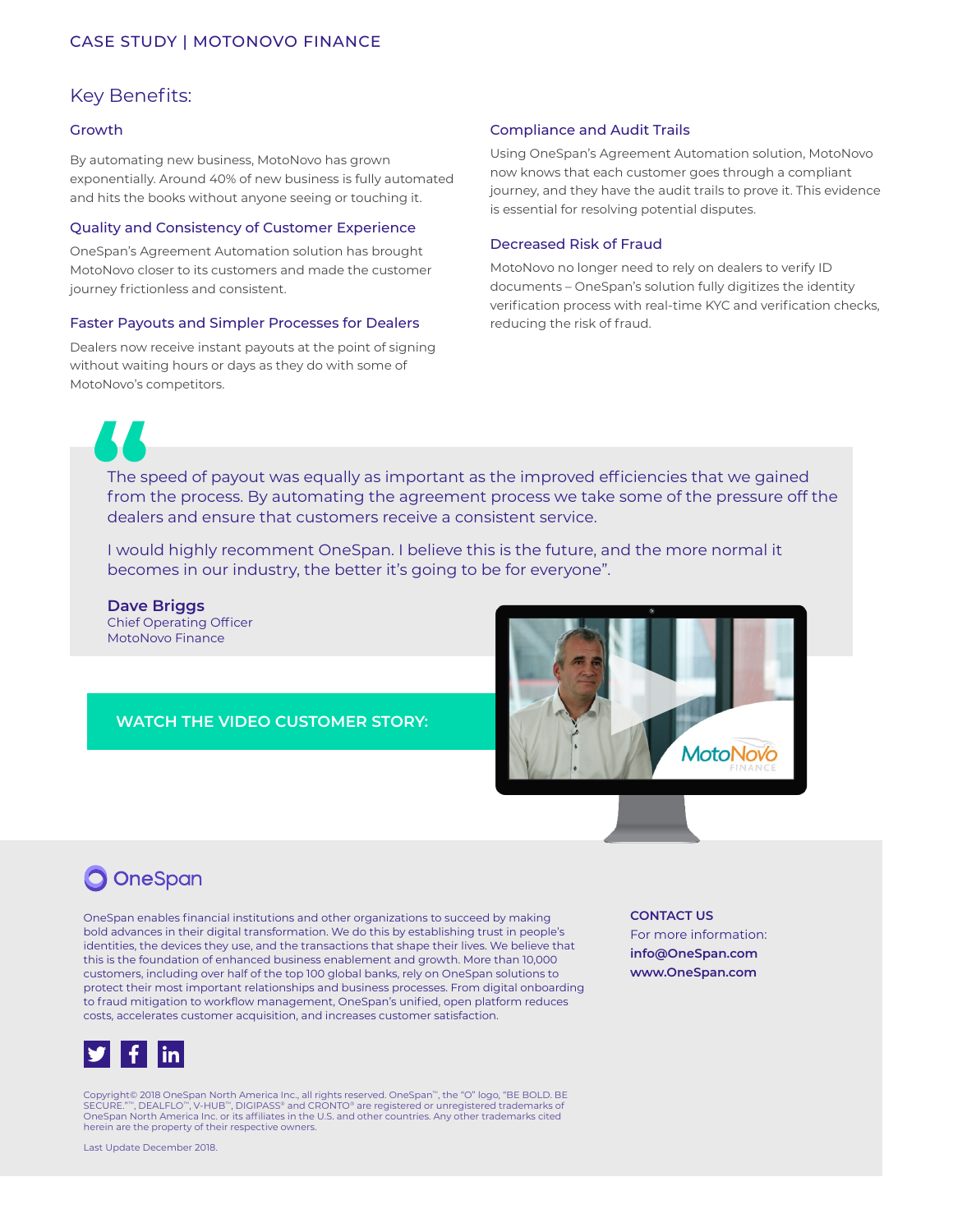## Key Benefits:

### Growth

By automating new business, MotoNovo has grown exponentially. Around 40% of new business is fully automated and hits the books without anyone seeing or touching it.

### Quality and Consistency of Customer Experience

OneSpan's Agreement Automation solution has brought MotoNovo closer to its customers and made the customer journey frictionless and consistent.

### Faster Payouts and Simpler Processes for Dealers

Dealers now receive instant payouts at the point of signing without waiting hours or days as they do with some of MotoNovo's competitors.

### Compliance and Audit Trails

Using OneSpan's Agreement Automation solution, MotoNovo now knows that each customer goes through a compliant journey, and they have the audit trails to prove it. This evidence is essential for resolving potential disputes.

### Decreased Risk of Fraud

MotoNovo no longer need to rely on dealers to verify ID documents – OneSpan's solution fully digitizes the identity verification process with real-time KYC and verification checks, reducing the risk of fraud.

> The speed of payout was equally as important as the improved efficiencies that we gained from the process. By automating the agreement process we take some of the pressure off the dealers and ensure that customers receive a consistent service.
>
> I would highly recomment OneSpan. I believe this is the future, and the more normal it becomes in our industry, the better it's going to be for everyone".
>
> **Dave Briggs**
> Chief Operating Officer
> MotoNovo Finance

**WATCH THE VIDEO CUSTOMER STORY:**

## OneSpan

OneSpan enables financial institutions and other organizations to succeed by making bold advances in their digital transformation. We do this by establishing trust in people's identities, the devices they use, and the transactions that shape their lives. We believe that this is the foundation of enhanced business enablement and growth. More than 10,000 customers, including over half of the top 100 global banks, rely on OneSpan solutions to protect their most important relationships and business processes. From digital onboarding to fraud mitigation to workflow management, OneSpan's unified, open platform reduces costs, accelerates customer acquisition, and increases customer satisfaction.

**CONTACT US**

For more information:

**info@OneSpan.com**

**www.OneSpan.com**

Copyright© 2018 OneSpan North America Inc., all rights reserved. OneSpan™, the "O" logo, "BE BOLD. BE SECURE."™, DEALFLO™, V-HUB™, DIGIPASS® and CRONTO® are registered or unregistered trademarks of OneSpan North America Inc. or its affiliates in the U.S. and other countries. Any other trademarks cited herein are the property of their respective owners.

Last Update December 2018.